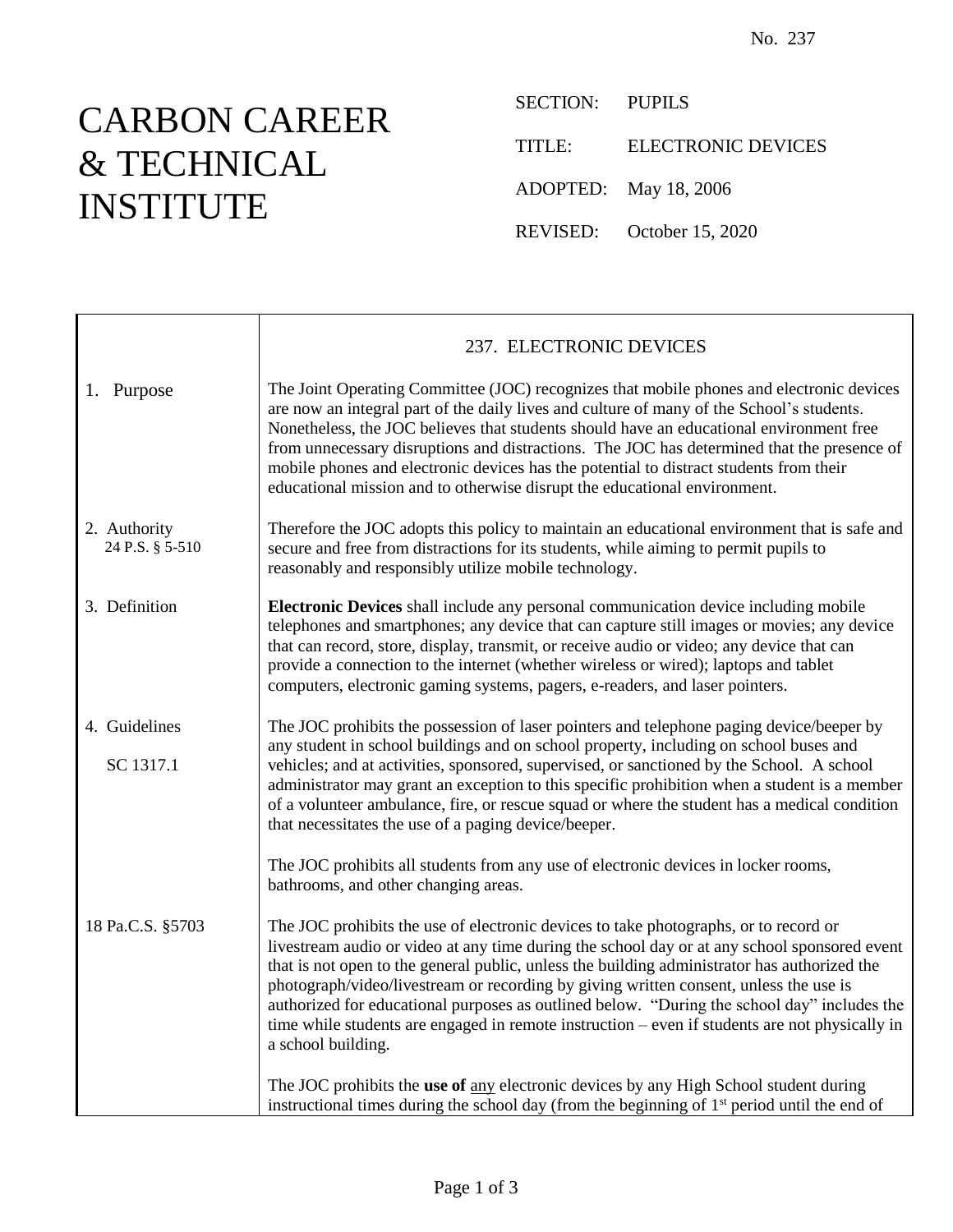No. 237

# CARBON CAREER & TECHNICAL INSTITUTE

SECTION: PUPILS

TITLE: ELECTRONIC DEVICES

ADOPTED: May 18, 2006

REVISED: October 15, 2020

## 237. ELECTRONIC DEVICES

**1. Purpose**

The Joint Operating Committee (JOC) recognizes that mobile phones and electronic devices are now an integral part of the daily lives and culture of many of the School's students. Nonetheless, the JOC believes that students should have an educational environment free from unnecessary disruptions and distractions. The JOC has determined that the presence of mobile phones and electronic devices has the potential to distract students from their educational mission and to otherwise disrupt the educational environment.

**2. Authority**
24 P.S. § 5-510

Therefore the JOC adopts this policy to maintain an educational environment that is safe and secure and free from distractions for its students, while aiming to permit pupils to reasonably and responsibly utilize mobile technology.

**3. Definition**

**Electronic Devices** shall include any personal communication device including mobile telephones and smartphones; any device that can capture still images or movies; any device that can record, store, display, transmit, or receive audio or video; any device that can provide a connection to the internet (whether wireless or wired); laptops and tablet computers, electronic gaming systems, pagers, e-readers, and laser pointers.

**4. Guidelines**

SC 1317.1

The JOC prohibits the possession of laser pointers and telephone paging device/beeper by any student in school buildings and on school property, including on school buses and vehicles; and at activities, sponsored, supervised, or sanctioned by the School. A school administrator may grant an exception to this specific prohibition when a student is a member of a volunteer ambulance, fire, or rescue squad or where the student has a medical condition that necessitates the use of a paging device/beeper.

The JOC prohibits all students from any use of electronic devices in locker rooms, bathrooms, and other changing areas.

18 Pa.C.S. §5703

The JOC prohibits the use of electronic devices to take photographs, or to record or livestream audio or video at any time during the school day or at any school sponsored event that is not open to the general public, unless the building administrator has authorized the photograph/video/livestream or recording by giving written consent, unless the use is authorized for educational purposes as outlined below. "During the school day" includes the time while students are engaged in remote instruction – even if students are not physically in a school building.

The JOC prohibits the **use of** <u>any</u> electronic devices by any High School student during instructional times during the school day (from the beginning of 1st period until the end of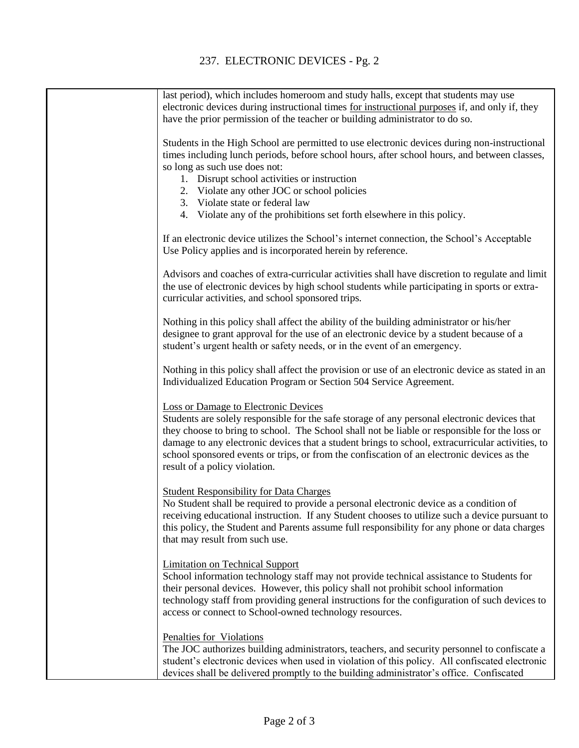last period), which includes homeroom and study halls, except that students may use electronic devices during instructional times for instructional purposes if, and only if, they have the prior permission of the teacher or building administrator to do so.

Students in the High School are permitted to use electronic devices during non-instructional times including lunch periods, before school hours, after school hours, and between classes, so long as such use does not:

1. Disrupt school activities or instruction
2. Violate any other JOC or school policies
3. Violate state or federal law
4. Violate any of the prohibitions set forth elsewhere in this policy.

If an electronic device utilizes the School's internet connection, the School's Acceptable Use Policy applies and is incorporated herein by reference.

Advisors and coaches of extra-curricular activities shall have discretion to regulate and limit the use of electronic devices by high school students while participating in sports or extra-curricular activities, and school sponsored trips.

Nothing in this policy shall affect the ability of the building administrator or his/her designee to grant approval for the use of an electronic device by a student because of a student's urgent health or safety needs, or in the event of an emergency.

Nothing in this policy shall affect the provision or use of an electronic device as stated in an Individualized Education Program or Section 504 Service Agreement.

Loss or Damage to Electronic Devices

Students are solely responsible for the safe storage of any personal electronic devices that they choose to bring to school. The School shall not be liable or responsible for the loss or damage to any electronic devices that a student brings to school, extracurricular activities, to school sponsored events or trips, or from the confiscation of an electronic devices as the result of a policy violation.

Student Responsibility for Data Charges

No Student shall be required to provide a personal electronic device as a condition of receiving educational instruction. If any Student chooses to utilize such a device pursuant to this policy, the Student and Parents assume full responsibility for any phone or data charges that may result from such use.

Limitation on Technical Support

School information technology staff may not provide technical assistance to Students for their personal devices. However, this policy shall not prohibit school information technology staff from providing general instructions for the configuration of such devices to access or connect to School-owned technology resources.

Penalties for Violations

The JOC authorizes building administrators, teachers, and security personnel to confiscate a student's electronic devices when used in violation of this policy. All confiscated electronic devices shall be delivered promptly to the building administrator's office. Confiscated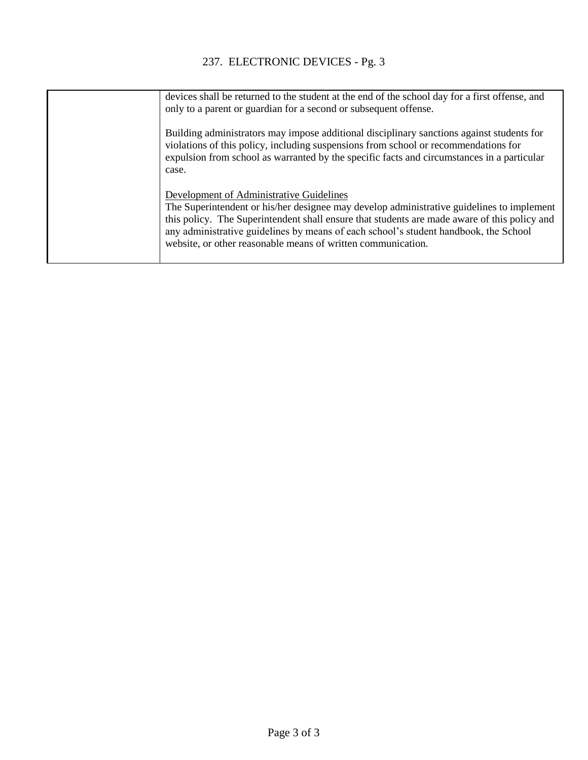devices shall be returned to the student at the end of the school day for a first offense, and only to a parent or guardian for a second or subsequent offense.

Building administrators may impose additional disciplinary sanctions against students for violations of this policy, including suspensions from school or recommendations for expulsion from school as warranted by the specific facts and circumstances in a particular case.

Development of Administrative Guidelines

The Superintendent or his/her designee may develop administrative guidelines to implement this policy. The Superintendent shall ensure that students are made aware of this policy and any administrative guidelines by means of each school's student handbook, the School website, or other reasonable means of written communication.